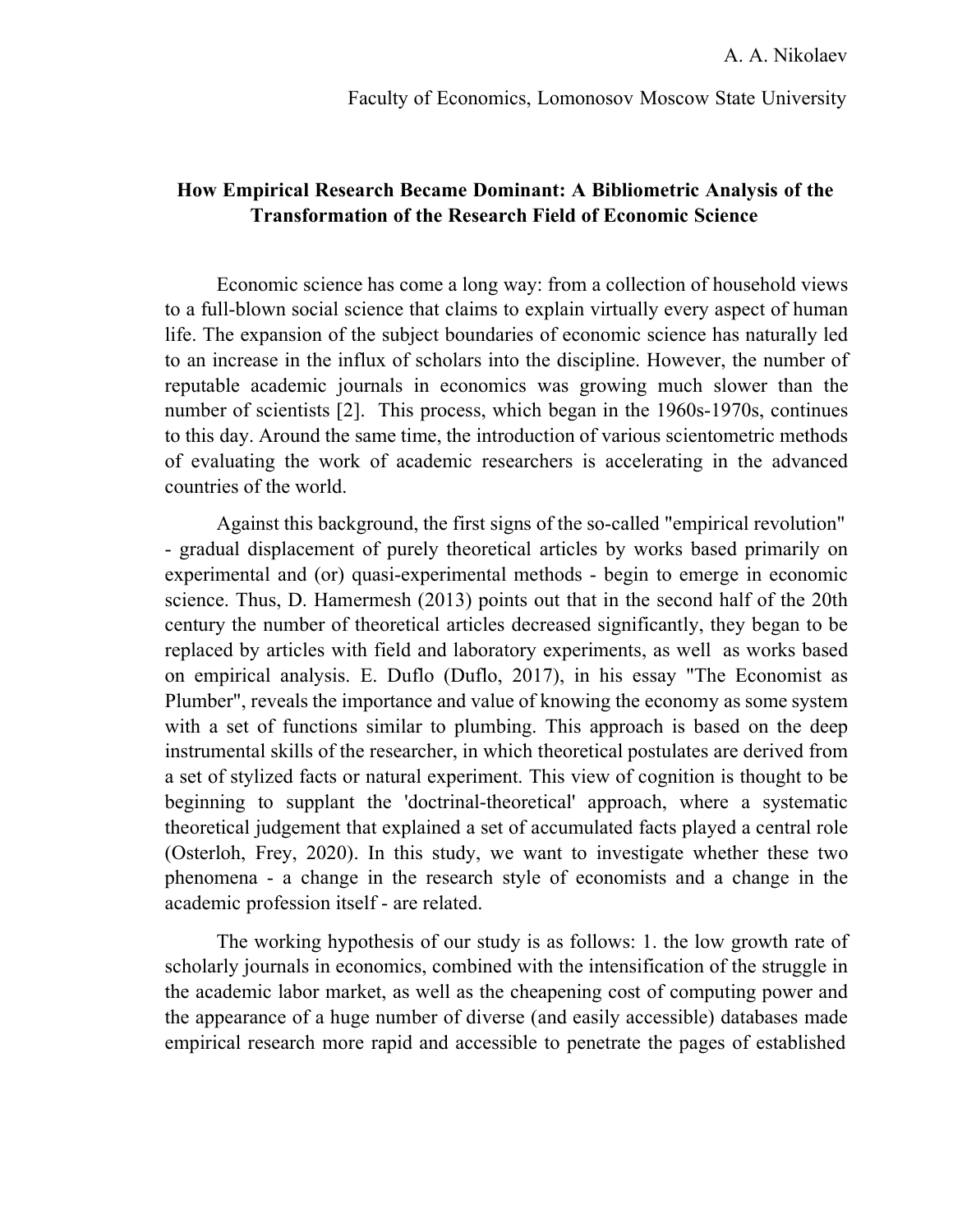A. A. Nikolaev

Faculty of Economics, Lomonosov Moscow State University

**How Empirical Research Became Dominant: A Bibliometric Analysis of the Transformation of the Research Field of Economic Science**

Economic science has come a long way: from a collection of household views to a full-blown social science that claims to explain virtually every aspect of human life. The expansion of the subject boundaries of economic science has naturally led to an increase in the influx of scholars into the discipline. However, the number of reputable academic journals in economics was growing much slower than the number of scientists [2]. This process, which began in the 1960s-1970s, continues to this day. Around the same time, the introduction of various scientometric methods of evaluating the work of academic researchers is accelerating in the advanced countries of the world.

Against this background, the first signs of the so-called "empirical revolution" - gradual displacement of purely theoretical articles by works based primarily on experimental and (or) quasi-experimental methods - begin to emerge in economic science. Thus, D. Hamermesh (2013) points out that in the second half of the 20th century the number of theoretical articles decreased significantly, they began to be replaced by articles with field and laboratory experiments, as well as works based on empirical analysis. E. Duflo (Duflo, 2017), in his essay "The Economist as Plumber", reveals the importance and value of knowing the economy as some system with a set of functions similar to plumbing. This approach is based on the deep instrumental skills of the researcher, in which theoretical postulates are derived from a set of stylized facts or natural experiment. This view of cognition is thought to be beginning to supplant the 'doctrinal-theoretical' approach, where a systematic theoretical judgement that explained a set of accumulated facts played a central role (Osterloh, Frey, 2020). In this study, we want to investigate whether these two phenomena - a change in the research style of economists and a change in the academic profession itself - are related.

The working hypothesis of our study is as follows: 1. the low growth rate of scholarly journals in economics, combined with the intensification of the struggle in the academic labor market, as well as the cheapening cost of computing power and the appearance of a huge number of diverse (and easily accessible) databases made empirical research more rapid and accessible to penetrate the pages of established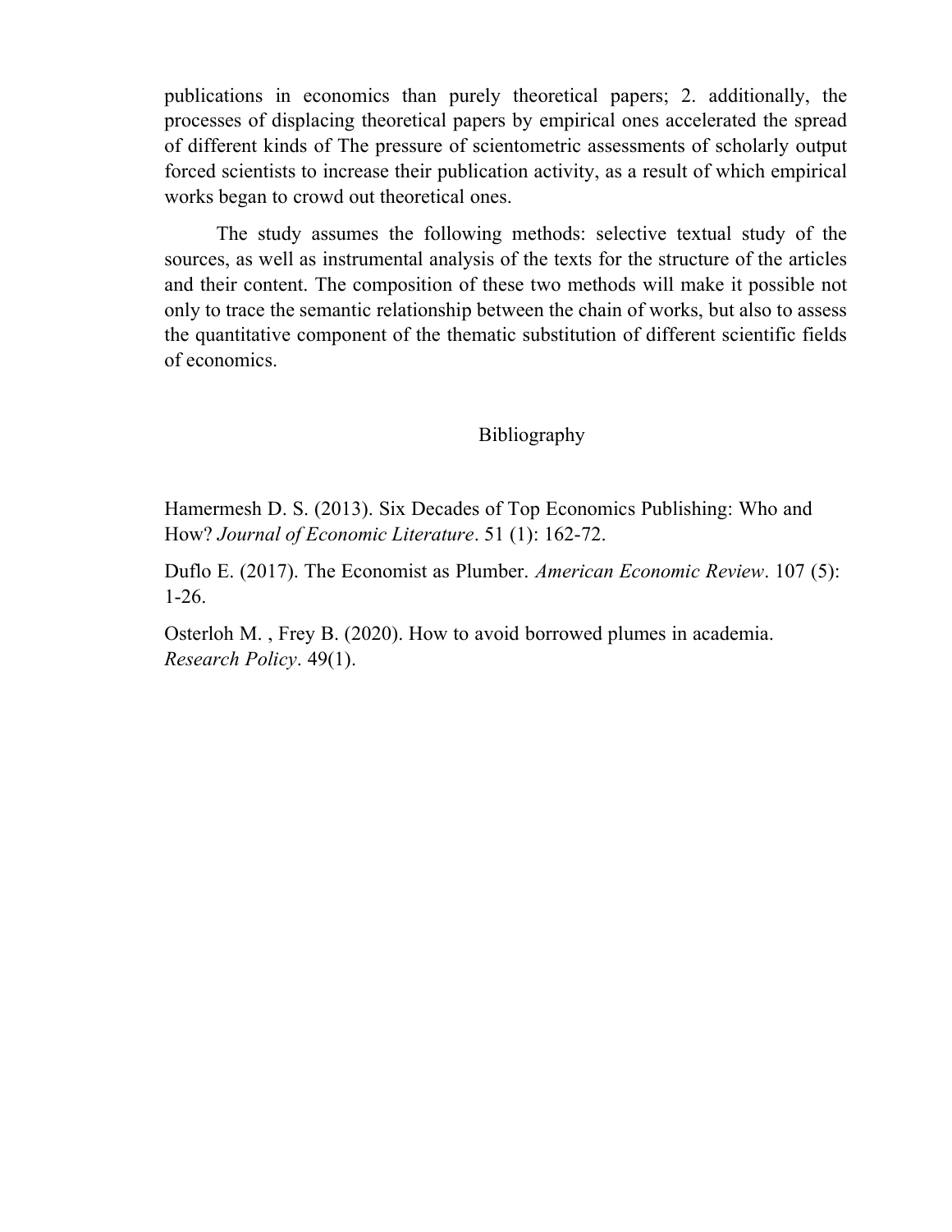publications in economics than purely theoretical papers; 2. additionally, the processes of displacing theoretical papers by empirical ones accelerated the spread of different kinds of The pressure of scientometric assessments of scholarly output forced scientists to increase their publication activity, as a result of which empirical works began to crowd out theoretical ones.

The study assumes the following methods: selective textual study of the sources, as well as instrumental analysis of the texts for the structure of the articles and their content. The composition of these two methods will make it possible not only to trace the semantic relationship between the chain of works, but also to assess the quantitative component of the thematic substitution of different scientific fields of economics.

## Bibliography

Hamermesh D. S. (2013). Six Decades of Top Economics Publishing: Who and How? *Journal of Economic Literature*. 51 (1): 162-72.

Duflo E. (2017). The Economist as Plumber. *American Economic Review*. 107 (5): 1-26.

Osterloh M. , Frey B. (2020). How to avoid borrowed plumes in academia. *Research Policy*. 49(1).